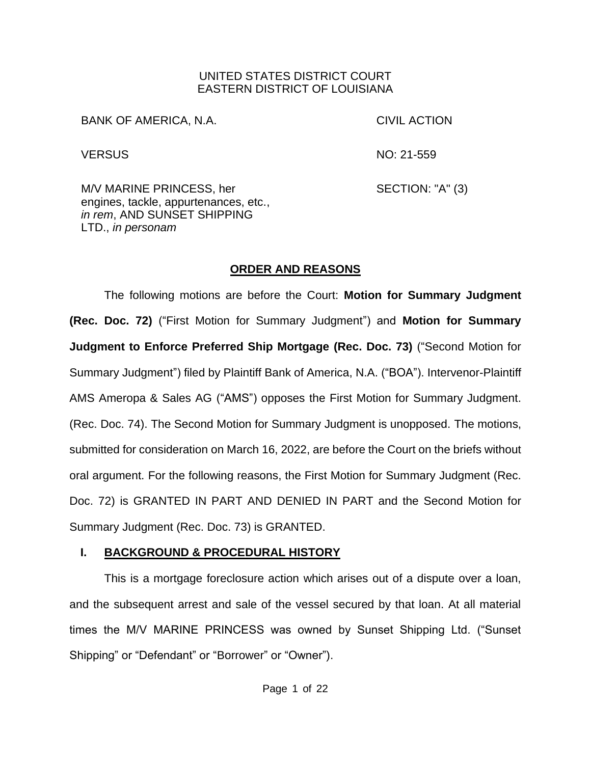UNITED STATES DISTRICT COURT
EASTERN DISTRICT OF LOUISIANA

| | |
|---|---|
| BANK OF AMERICA, N.A. | CIVIL ACTION |
| VERSUS | NO: 21-559 |
| M/V MARINE PRINCESS, her engines, tackle, appurtenances, etc., *in rem*, AND SUNSET SHIPPING LTD., *in personam* | SECTION: "A" (3) |

## ORDER AND REASONS

The following motions are before the Court: **Motion for Summary Judgment (Rec. Doc. 72)** ("First Motion for Summary Judgment") and **Motion for Summary Judgment to Enforce Preferred Ship Mortgage (Rec. Doc. 73)** ("Second Motion for Summary Judgment") filed by Plaintiff Bank of America, N.A. ("BOA"). Intervenor-Plaintiff AMS Ameropa & Sales AG ("AMS") opposes the First Motion for Summary Judgment. (Rec. Doc. 74). The Second Motion for Summary Judgment is unopposed. The motions, submitted for consideration on March 16, 2022, are before the Court on the briefs without oral argument. For the following reasons, the First Motion for Summary Judgment (Rec. Doc. 72) is GRANTED IN PART AND DENIED IN PART and the Second Motion for Summary Judgment (Rec. Doc. 73) is GRANTED.

## I. BACKGROUND & PROCEDURAL HISTORY

This is a mortgage foreclosure action which arises out of a dispute over a loan, and the subsequent arrest and sale of the vessel secured by that loan. At all material times the M/V MARINE PRINCESS was owned by Sunset Shipping Ltd. ("Sunset Shipping" or "Defendant" or "Borrower" or "Owner").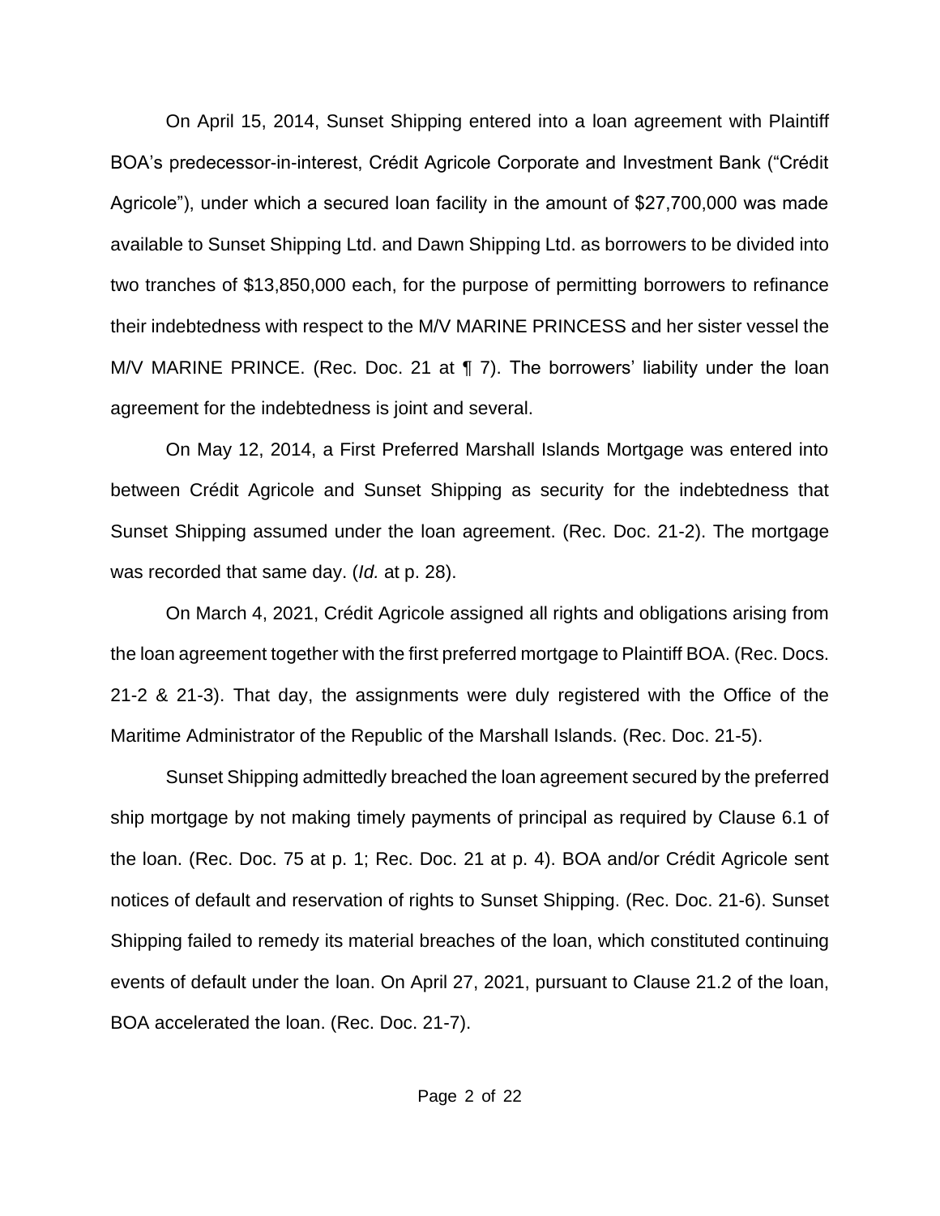On April 15, 2014, Sunset Shipping entered into a loan agreement with Plaintiff BOA's predecessor-in-interest, Crédit Agricole Corporate and Investment Bank ("Crédit Agricole"), under which a secured loan facility in the amount of $27,700,000 was made available to Sunset Shipping Ltd. and Dawn Shipping Ltd. as borrowers to be divided into two tranches of $13,850,000 each, for the purpose of permitting borrowers to refinance their indebtedness with respect to the M/V MARINE PRINCESS and her sister vessel the M/V MARINE PRINCE. (Rec. Doc. 21 at ¶ 7). The borrowers' liability under the loan agreement for the indebtedness is joint and several.

On May 12, 2014, a First Preferred Marshall Islands Mortgage was entered into between Crédit Agricole and Sunset Shipping as security for the indebtedness that Sunset Shipping assumed under the loan agreement. (Rec. Doc. 21-2). The mortgage was recorded that same day. (*Id.* at p. 28).

On March 4, 2021, Crédit Agricole assigned all rights and obligations arising from the loan agreement together with the first preferred mortgage to Plaintiff BOA. (Rec. Docs. 21-2 & 21-3). That day, the assignments were duly registered with the Office of the Maritime Administrator of the Republic of the Marshall Islands. (Rec. Doc. 21-5).

Sunset Shipping admittedly breached the loan agreement secured by the preferred ship mortgage by not making timely payments of principal as required by Clause 6.1 of the loan. (Rec. Doc. 75 at p. 1; Rec. Doc. 21 at p. 4). BOA and/or Crédit Agricole sent notices of default and reservation of rights to Sunset Shipping. (Rec. Doc. 21-6). Sunset Shipping failed to remedy its material breaches of the loan, which constituted continuing events of default under the loan. On April 27, 2021, pursuant to Clause 21.2 of the loan, BOA accelerated the loan. (Rec. Doc. 21-7).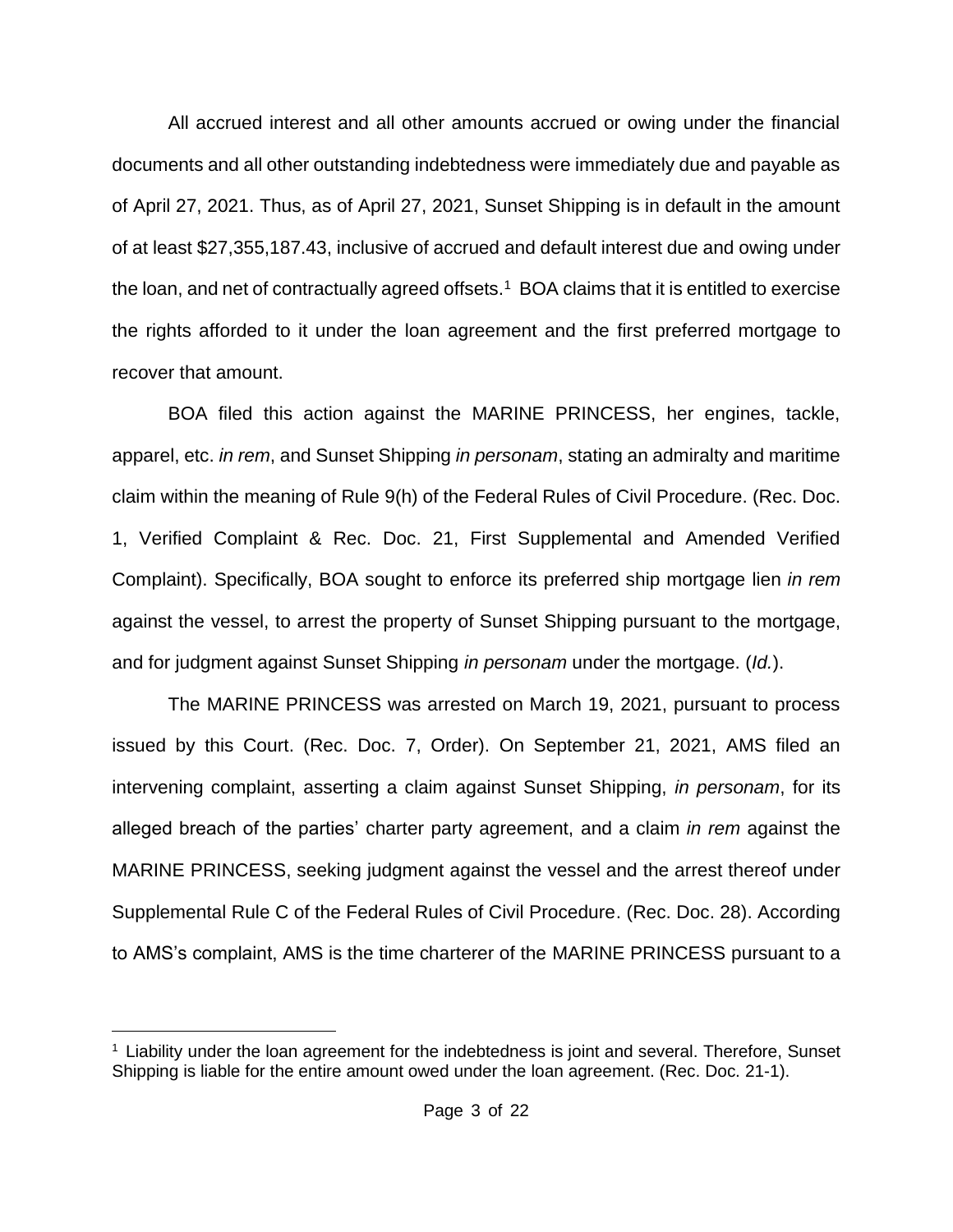All accrued interest and all other amounts accrued or owing under the financial documents and all other outstanding indebtedness were immediately due and payable as of April 27, 2021. Thus, as of April 27, 2021, Sunset Shipping is in default in the amount of at least $27,355,187.43, inclusive of accrued and default interest due and owing under the loan, and net of contractually agreed offsets.[1] BOA claims that it is entitled to exercise the rights afforded to it under the loan agreement and the first preferred mortgage to recover that amount.

BOA filed this action against the MARINE PRINCESS, her engines, tackle, apparel, etc. *in rem*, and Sunset Shipping *in personam*, stating an admiralty and maritime claim within the meaning of Rule 9(h) of the Federal Rules of Civil Procedure. (Rec. Doc. 1, Verified Complaint & Rec. Doc. 21, First Supplemental and Amended Verified Complaint). Specifically, BOA sought to enforce its preferred ship mortgage lien *in rem* against the vessel, to arrest the property of Sunset Shipping pursuant to the mortgage, and for judgment against Sunset Shipping *in personam* under the mortgage. (*Id.*).

The MARINE PRINCESS was arrested on March 19, 2021, pursuant to process issued by this Court. (Rec. Doc. 7, Order). On September 21, 2021, AMS filed an intervening complaint, asserting a claim against Sunset Shipping, *in personam*, for its alleged breach of the parties' charter party agreement, and a claim *in rem* against the MARINE PRINCESS, seeking judgment against the vessel and the arrest thereof under Supplemental Rule C of the Federal Rules of Civil Procedure. (Rec. Doc. 28). According to AMS's complaint, AMS is the time charterer of the MARINE PRINCESS pursuant to a

---

[1] Liability under the loan agreement for the indebtedness is joint and several. Therefore, Sunset Shipping is liable for the entire amount owed under the loan agreement. (Rec. Doc. 21-1).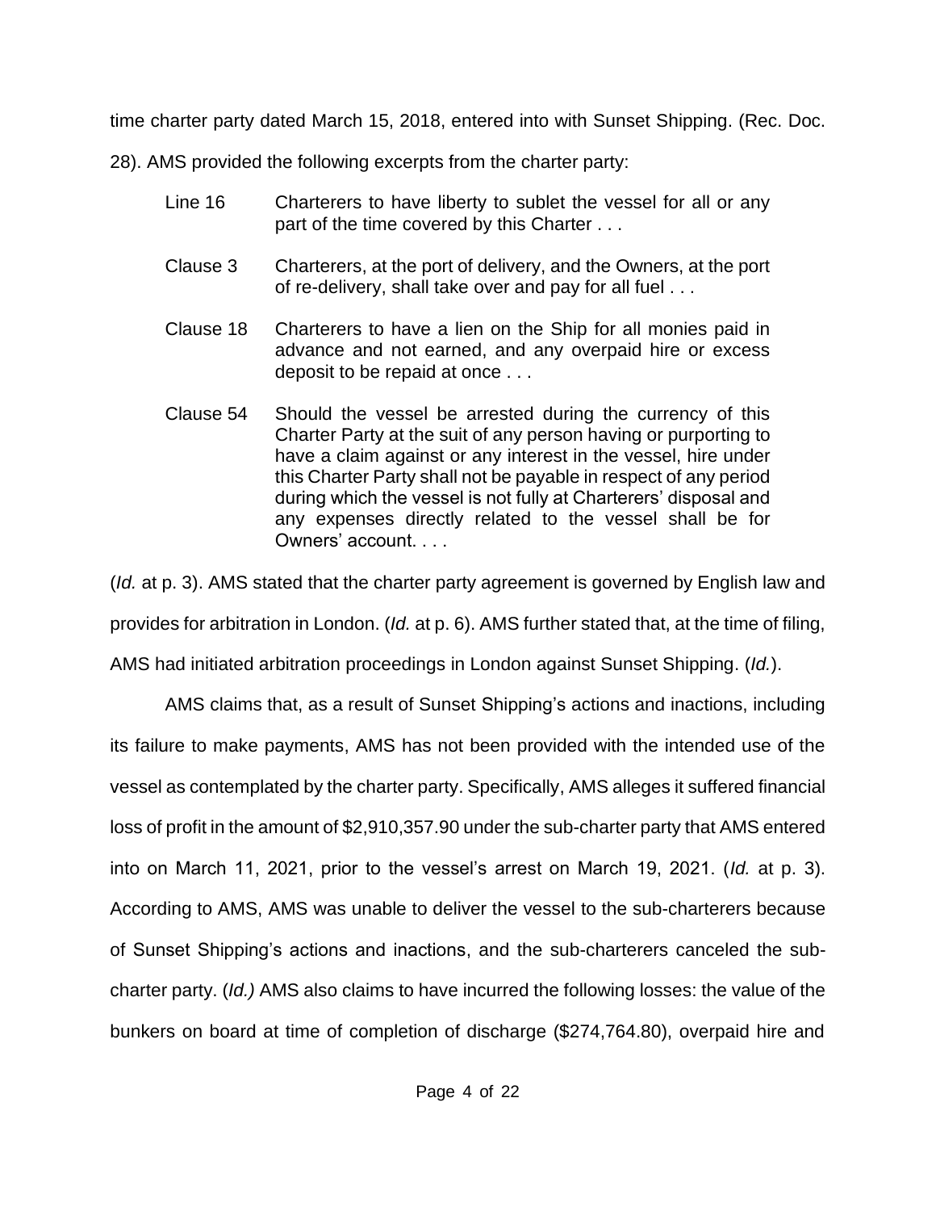time charter party dated March 15, 2018, entered into with Sunset Shipping. (Rec. Doc. 28). AMS provided the following excerpts from the charter party:

> Line 16 Charterers to have liberty to sublet the vessel for all or any part of the time covered by this Charter . . .
>
> Clause 3 Charterers, at the port of delivery, and the Owners, at the port of re-delivery, shall take over and pay for all fuel . . .
>
> Clause 18 Charterers to have a lien on the Ship for all monies paid in advance and not earned, and any overpaid hire or excess deposit to be repaid at once . . .
>
> Clause 54 Should the vessel be arrested during the currency of this Charter Party at the suit of any person having or purporting to have a claim against or any interest in the vessel, hire under this Charter Party shall not be payable in respect of any period during which the vessel is not fully at Charterers' disposal and any expenses directly related to the vessel shall be for Owners' account. . . .

(*Id.* at p. 3). AMS stated that the charter party agreement is governed by English law and provides for arbitration in London. (*Id.* at p. 6). AMS further stated that, at the time of filing, AMS had initiated arbitration proceedings in London against Sunset Shipping. (*Id.*).

AMS claims that, as a result of Sunset Shipping's actions and inactions, including its failure to make payments, AMS has not been provided with the intended use of the vessel as contemplated by the charter party. Specifically, AMS alleges it suffered financial loss of profit in the amount of $2,910,357.90 under the sub-charter party that AMS entered into on March 11, 2021, prior to the vessel's arrest on March 19, 2021. (*Id.* at p. 3). According to AMS, AMS was unable to deliver the vessel to the sub-charterers because of Sunset Shipping's actions and inactions, and the sub-charterers canceled the sub-charter party. (*Id.)* AMS also claims to have incurred the following losses: the value of the bunkers on board at time of completion of discharge ($274,764.80), overpaid hire and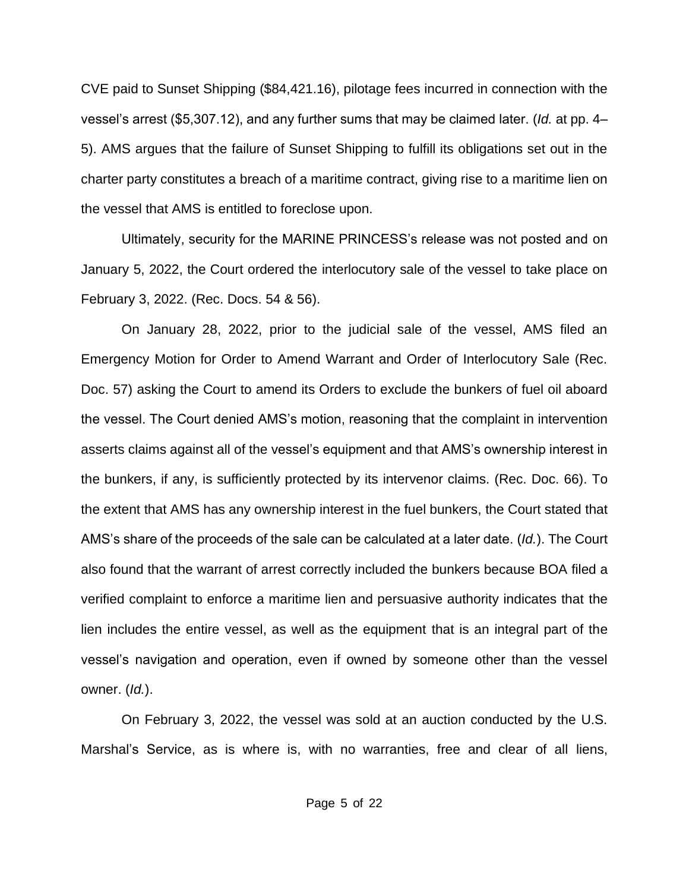CVE paid to Sunset Shipping ($84,421.16), pilotage fees incurred in connection with the vessel's arrest ($5,307.12), and any further sums that may be claimed later. (*Id.* at pp. 4–5). AMS argues that the failure of Sunset Shipping to fulfill its obligations set out in the charter party constitutes a breach of a maritime contract, giving rise to a maritime lien on the vessel that AMS is entitled to foreclose upon.

Ultimately, security for the MARINE PRINCESS's release was not posted and on January 5, 2022, the Court ordered the interlocutory sale of the vessel to take place on February 3, 2022. (Rec. Docs. 54 & 56).

On January 28, 2022, prior to the judicial sale of the vessel, AMS filed an Emergency Motion for Order to Amend Warrant and Order of Interlocutory Sale (Rec. Doc. 57) asking the Court to amend its Orders to exclude the bunkers of fuel oil aboard the vessel. The Court denied AMS's motion, reasoning that the complaint in intervention asserts claims against all of the vessel's equipment and that AMS's ownership interest in the bunkers, if any, is sufficiently protected by its intervenor claims. (Rec. Doc. 66). To the extent that AMS has any ownership interest in the fuel bunkers, the Court stated that AMS's share of the proceeds of the sale can be calculated at a later date. (*Id.*). The Court also found that the warrant of arrest correctly included the bunkers because BOA filed a verified complaint to enforce a maritime lien and persuasive authority indicates that the lien includes the entire vessel, as well as the equipment that is an integral part of the vessel's navigation and operation, even if owned by someone other than the vessel owner. (*Id.*).

On February 3, 2022, the vessel was sold at an auction conducted by the U.S. Marshal's Service, as is where is, with no warranties, free and clear of all liens,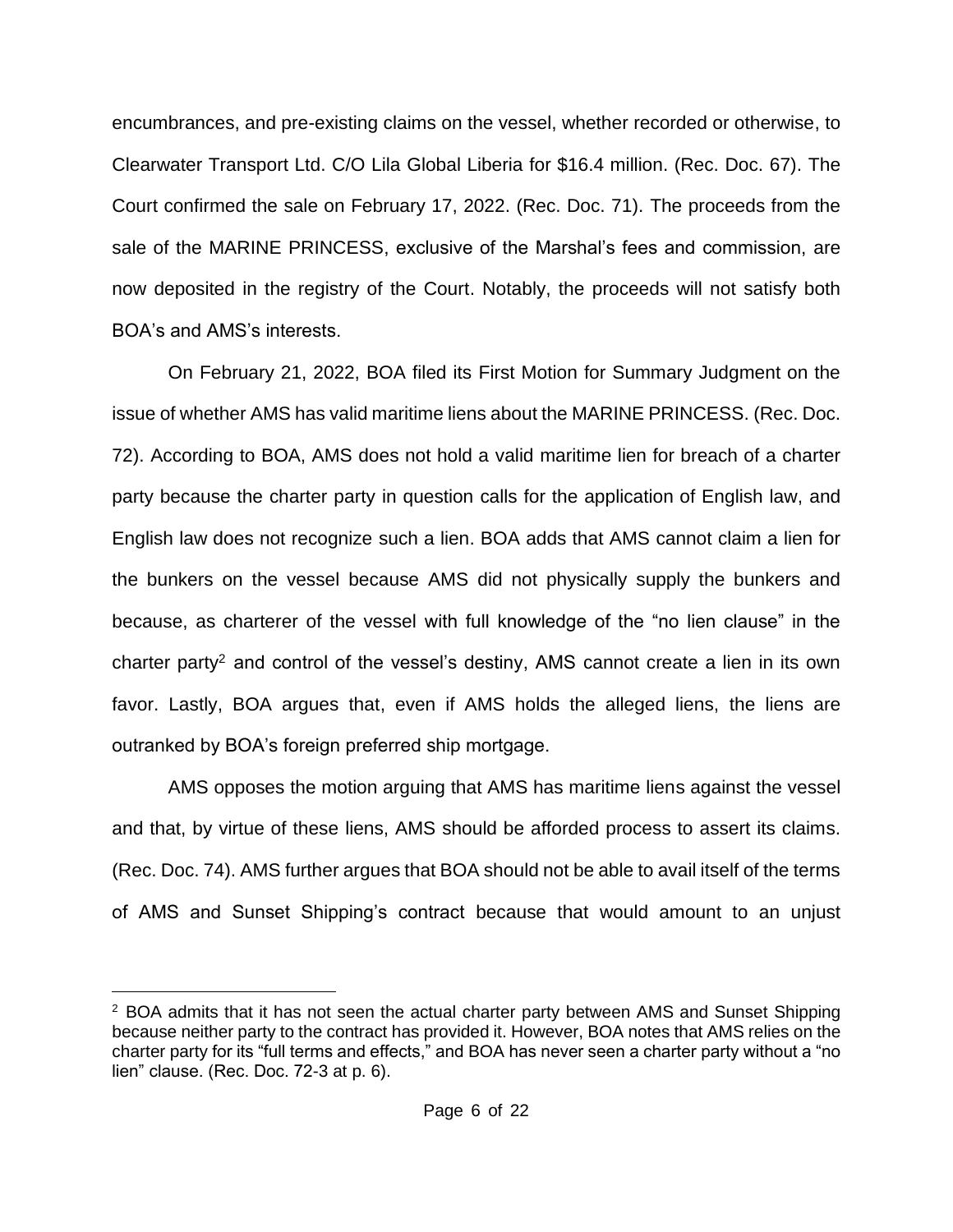encumbrances, and pre-existing claims on the vessel, whether recorded or otherwise, to Clearwater Transport Ltd. C/O Lila Global Liberia for $16.4 million. (Rec. Doc. 67). The Court confirmed the sale on February 17, 2022. (Rec. Doc. 71). The proceeds from the sale of the MARINE PRINCESS, exclusive of the Marshal's fees and commission, are now deposited in the registry of the Court. Notably, the proceeds will not satisfy both BOA's and AMS's interests.

On February 21, 2022, BOA filed its First Motion for Summary Judgment on the issue of whether AMS has valid maritime liens about the MARINE PRINCESS. (Rec. Doc. 72). According to BOA, AMS does not hold a valid maritime lien for breach of a charter party because the charter party in question calls for the application of English law, and English law does not recognize such a lien. BOA adds that AMS cannot claim a lien for the bunkers on the vessel because AMS did not physically supply the bunkers and because, as charterer of the vessel with full knowledge of the "no lien clause" in the charter party[2] and control of the vessel's destiny, AMS cannot create a lien in its own favor. Lastly, BOA argues that, even if AMS holds the alleged liens, the liens are outranked by BOA's foreign preferred ship mortgage.

AMS opposes the motion arguing that AMS has maritime liens against the vessel and that, by virtue of these liens, AMS should be afforded process to assert its claims. (Rec. Doc. 74). AMS further argues that BOA should not be able to avail itself of the terms of AMS and Sunset Shipping's contract because that would amount to an unjust

[2] BOA admits that it has not seen the actual charter party between AMS and Sunset Shipping because neither party to the contract has provided it. However, BOA notes that AMS relies on the charter party for its "full terms and effects," and BOA has never seen a charter party without a "no lien" clause. (Rec. Doc. 72-3 at p. 6).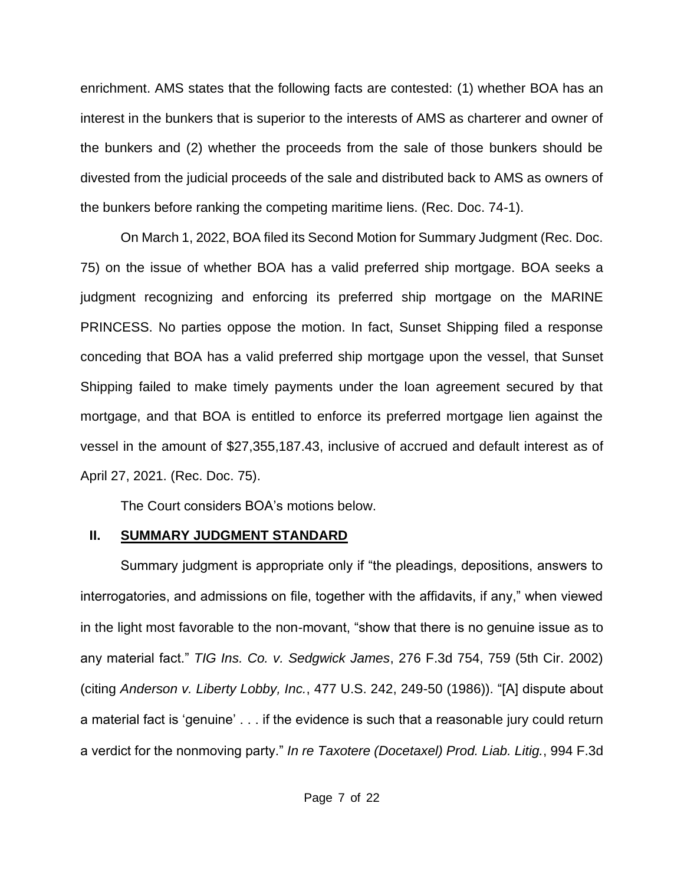enrichment. AMS states that the following facts are contested: (1) whether BOA has an interest in the bunkers that is superior to the interests of AMS as charterer and owner of the bunkers and (2) whether the proceeds from the sale of those bunkers should be divested from the judicial proceeds of the sale and distributed back to AMS as owners of the bunkers before ranking the competing maritime liens. (Rec. Doc. 74-1).

On March 1, 2022, BOA filed its Second Motion for Summary Judgment (Rec. Doc. 75) on the issue of whether BOA has a valid preferred ship mortgage. BOA seeks a judgment recognizing and enforcing its preferred ship mortgage on the MARINE PRINCESS. No parties oppose the motion. In fact, Sunset Shipping filed a response conceding that BOA has a valid preferred ship mortgage upon the vessel, that Sunset Shipping failed to make timely payments under the loan agreement secured by that mortgage, and that BOA is entitled to enforce its preferred mortgage lien against the vessel in the amount of $27,355,187.43, inclusive of accrued and default interest as of April 27, 2021. (Rec. Doc. 75).

The Court considers BOA's motions below.

## II. SUMMARY JUDGMENT STANDARD

Summary judgment is appropriate only if "the pleadings, depositions, answers to interrogatories, and admissions on file, together with the affidavits, if any," when viewed in the light most favorable to the non-movant, "show that there is no genuine issue as to any material fact." *TIG Ins. Co. v. Sedgwick James*, 276 F.3d 754, 759 (5th Cir. 2002) (citing *Anderson v. Liberty Lobby, Inc.*, 477 U.S. 242, 249-50 (1986)). "[A] dispute about a material fact is 'genuine' . . . if the evidence is such that a reasonable jury could return a verdict for the nonmoving party." *In re Taxotere (Docetaxel) Prod. Liab. Litig.*, 994 F.3d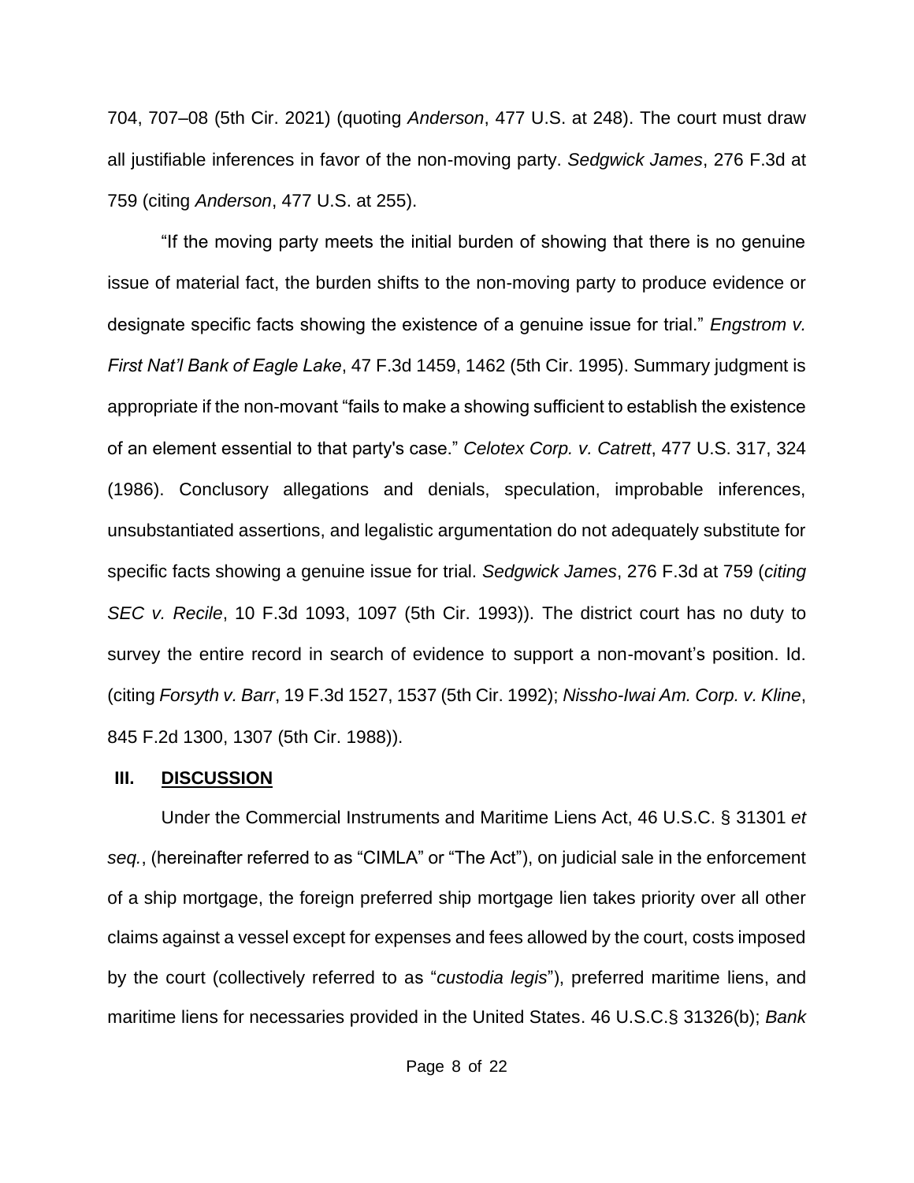704, 707–08 (5th Cir. 2021) (quoting *Anderson*, 477 U.S. at 248). The court must draw all justifiable inferences in favor of the non-moving party. *Sedgwick James*, 276 F.3d at 759 (citing *Anderson*, 477 U.S. at 255).

"If the moving party meets the initial burden of showing that there is no genuine issue of material fact, the burden shifts to the non-moving party to produce evidence or designate specific facts showing the existence of a genuine issue for trial." *Engstrom v. First Nat'l Bank of Eagle Lake*, 47 F.3d 1459, 1462 (5th Cir. 1995). Summary judgment is appropriate if the non-movant "fails to make a showing sufficient to establish the existence of an element essential to that party's case." *Celotex Corp. v. Catrett*, 477 U.S. 317, 324 (1986). Conclusory allegations and denials, speculation, improbable inferences, unsubstantiated assertions, and legalistic argumentation do not adequately substitute for specific facts showing a genuine issue for trial. *Sedgwick James*, 276 F.3d at 759 (*citing SEC v. Recile*, 10 F.3d 1093, 1097 (5th Cir. 1993)). The district court has no duty to survey the entire record in search of evidence to support a non-movant's position. Id. (citing *Forsyth v. Barr*, 19 F.3d 1527, 1537 (5th Cir. 1992); *Nissho-Iwai Am. Corp. v. Kline*, 845 F.2d 1300, 1307 (5th Cir. 1988)).

## III. <u>DISCUSSION</u>

Under the Commercial Instruments and Maritime Liens Act, 46 U.S.C. § 31301 *et seq.*, (hereinafter referred to as "CIMLA" or "The Act"), on judicial sale in the enforcement of a ship mortgage, the foreign preferred ship mortgage lien takes priority over all other claims against a vessel except for expenses and fees allowed by the court, costs imposed by the court (collectively referred to as "*custodia legis*"), preferred maritime liens, and maritime liens for necessaries provided in the United States. 46 U.S.C.§ 31326(b); *Bank*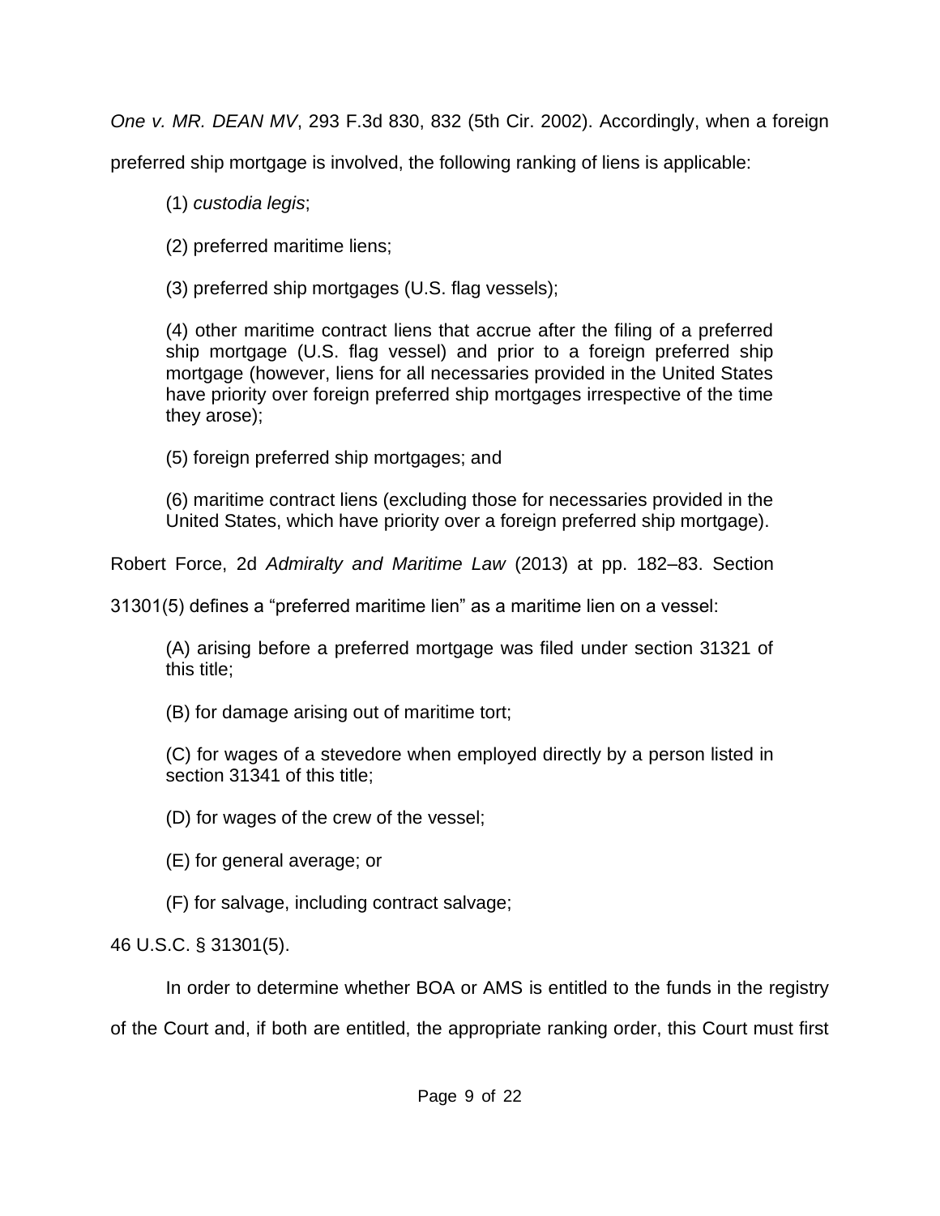*One v. MR. DEAN MV*, 293 F.3d 830, 832 (5th Cir. 2002). Accordingly, when a foreign preferred ship mortgage is involved, the following ranking of liens is applicable:

> (1) *custodia legis*;
>
> (2) preferred maritime liens;
>
> (3) preferred ship mortgages (U.S. flag vessels);
>
> (4) other maritime contract liens that accrue after the filing of a preferred ship mortgage (U.S. flag vessel) and prior to a foreign preferred ship mortgage (however, liens for all necessaries provided in the United States have priority over foreign preferred ship mortgages irrespective of the time they arose);
>
> (5) foreign preferred ship mortgages; and
>
> (6) maritime contract liens (excluding those for necessaries provided in the United States, which have priority over a foreign preferred ship mortgage).

Robert Force, 2d *Admiralty and Maritime Law* (2013) at pp. 182–83. Section 31301(5) defines a "preferred maritime lien" as a maritime lien on a vessel:

> (A) arising before a preferred mortgage was filed under section 31321 of this title;
>
> (B) for damage arising out of maritime tort;
>
> (C) for wages of a stevedore when employed directly by a person listed in section 31341 of this title;
>
> (D) for wages of the crew of the vessel;
>
> (E) for general average; or
>
> (F) for salvage, including contract salvage;

46 U.S.C. § 31301(5).

In order to determine whether BOA or AMS is entitled to the funds in the registry of the Court and, if both are entitled, the appropriate ranking order, this Court must first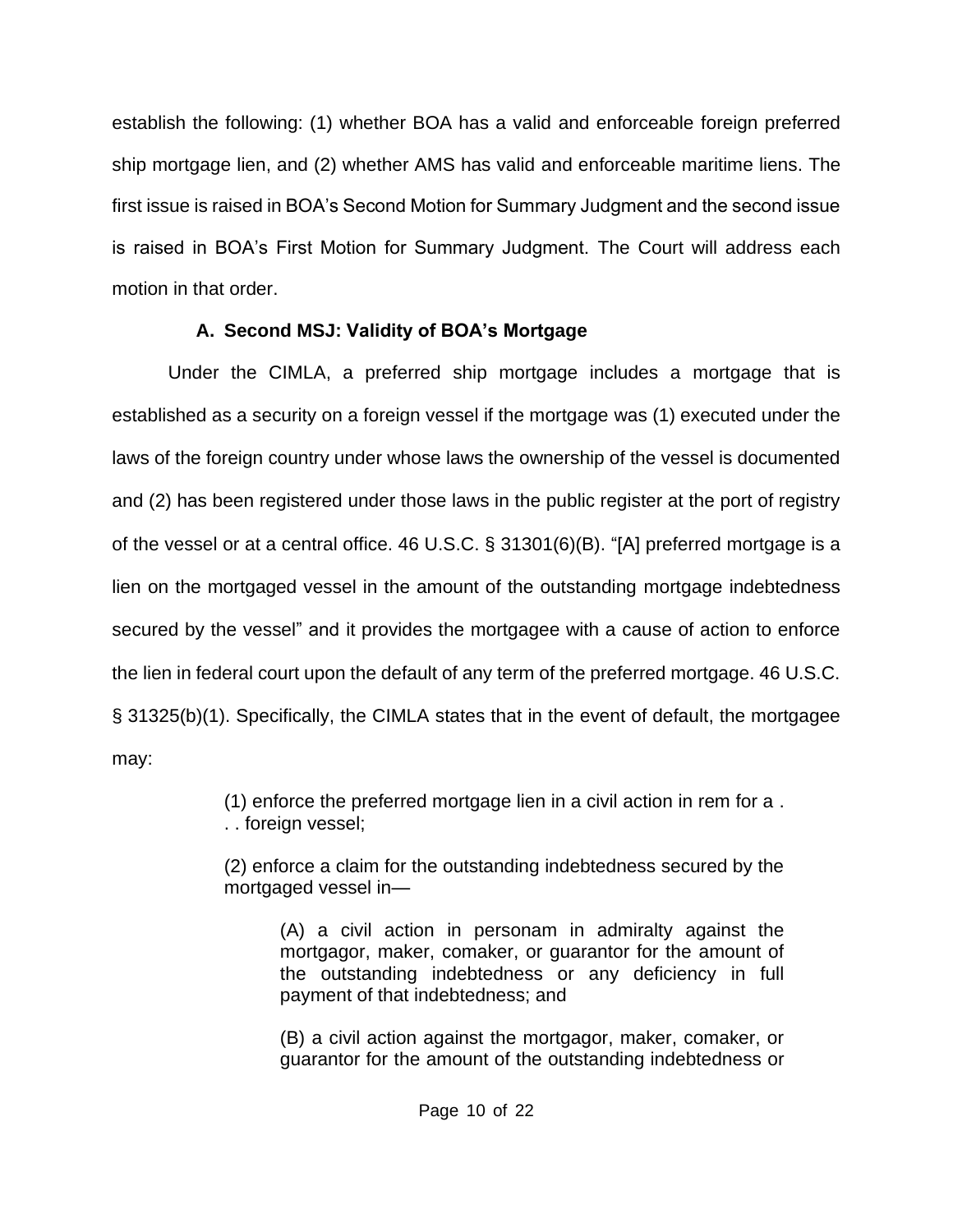establish the following: (1) whether BOA has a valid and enforceable foreign preferred ship mortgage lien, and (2) whether AMS has valid and enforceable maritime liens. The first issue is raised in BOA's Second Motion for Summary Judgment and the second issue is raised in BOA's First Motion for Summary Judgment. The Court will address each motion in that order.

### A. Second MSJ: Validity of BOA's Mortgage

Under the CIMLA, a preferred ship mortgage includes a mortgage that is established as a security on a foreign vessel if the mortgage was (1) executed under the laws of the foreign country under whose laws the ownership of the vessel is documented and (2) has been registered under those laws in the public register at the port of registry of the vessel or at a central office. 46 U.S.C. § 31301(6)(B). "[A] preferred mortgage is a lien on the mortgaged vessel in the amount of the outstanding mortgage indebtedness secured by the vessel" and it provides the mortgagee with a cause of action to enforce the lien in federal court upon the default of any term of the preferred mortgage. 46 U.S.C. § 31325(b)(1). Specifically, the CIMLA states that in the event of default, the mortgagee may:

> (1) enforce the preferred mortgage lien in a civil action in rem for a . . . foreign vessel;
>
> (2) enforce a claim for the outstanding indebtedness secured by the mortgaged vessel in—
>
> > (A) a civil action in personam in admiralty against the mortgagor, maker, comaker, or guarantor for the amount of the outstanding indebtedness or any deficiency in full payment of that indebtedness; and
> >
> > (B) a civil action against the mortgagor, maker, comaker, or guarantor for the amount of the outstanding indebtedness or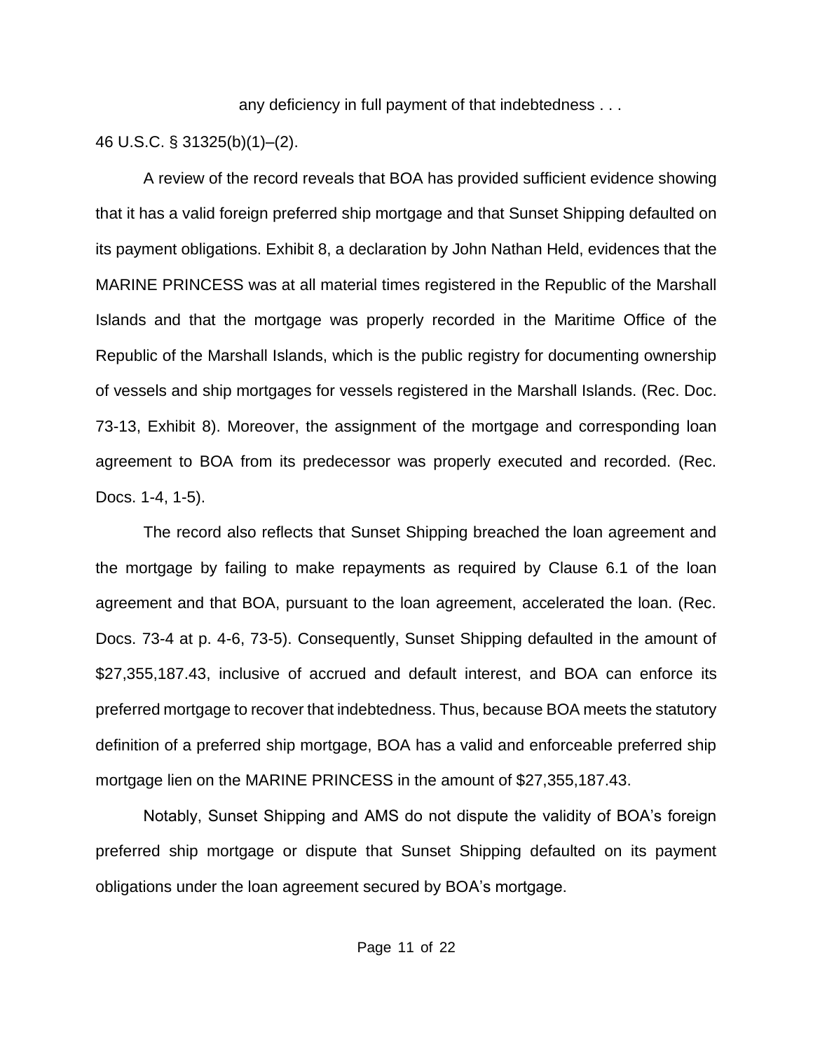any deficiency in full payment of that indebtedness . . .

46 U.S.C. § 31325(b)(1)–(2).

A review of the record reveals that BOA has provided sufficient evidence showing that it has a valid foreign preferred ship mortgage and that Sunset Shipping defaulted on its payment obligations. Exhibit 8, a declaration by John Nathan Held, evidences that the MARINE PRINCESS was at all material times registered in the Republic of the Marshall Islands and that the mortgage was properly recorded in the Maritime Office of the Republic of the Marshall Islands, which is the public registry for documenting ownership of vessels and ship mortgages for vessels registered in the Marshall Islands. (Rec. Doc. 73-13, Exhibit 8). Moreover, the assignment of the mortgage and corresponding loan agreement to BOA from its predecessor was properly executed and recorded. (Rec. Docs. 1-4, 1-5).

The record also reflects that Sunset Shipping breached the loan agreement and the mortgage by failing to make repayments as required by Clause 6.1 of the loan agreement and that BOA, pursuant to the loan agreement, accelerated the loan. (Rec. Docs. 73-4 at p. 4-6, 73-5). Consequently, Sunset Shipping defaulted in the amount of $27,355,187.43, inclusive of accrued and default interest, and BOA can enforce its preferred mortgage to recover that indebtedness. Thus, because BOA meets the statutory definition of a preferred ship mortgage, BOA has a valid and enforceable preferred ship mortgage lien on the MARINE PRINCESS in the amount of $27,355,187.43.

Notably, Sunset Shipping and AMS do not dispute the validity of BOA's foreign preferred ship mortgage or dispute that Sunset Shipping defaulted on its payment obligations under the loan agreement secured by BOA's mortgage.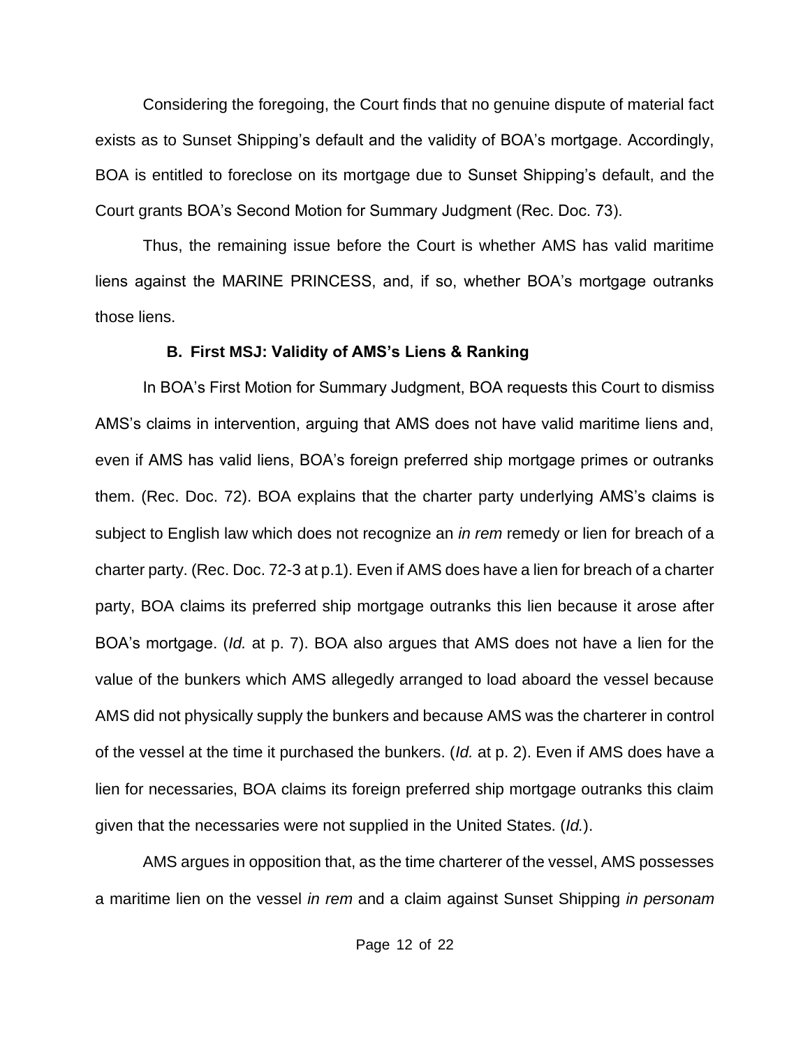Considering the foregoing, the Court finds that no genuine dispute of material fact exists as to Sunset Shipping's default and the validity of BOA's mortgage. Accordingly, BOA is entitled to foreclose on its mortgage due to Sunset Shipping's default, and the Court grants BOA's Second Motion for Summary Judgment (Rec. Doc. 73).

Thus, the remaining issue before the Court is whether AMS has valid maritime liens against the MARINE PRINCESS, and, if so, whether BOA's mortgage outranks those liens.

### B. First MSJ: Validity of AMS's Liens & Ranking

In BOA's First Motion for Summary Judgment, BOA requests this Court to dismiss AMS's claims in intervention, arguing that AMS does not have valid maritime liens and, even if AMS has valid liens, BOA's foreign preferred ship mortgage primes or outranks them. (Rec. Doc. 72). BOA explains that the charter party underlying AMS's claims is subject to English law which does not recognize an *in rem* remedy or lien for breach of a charter party. (Rec. Doc. 72-3 at p.1). Even if AMS does have a lien for breach of a charter party, BOA claims its preferred ship mortgage outranks this lien because it arose after BOA's mortgage. (*Id.* at p. 7). BOA also argues that AMS does not have a lien for the value of the bunkers which AMS allegedly arranged to load aboard the vessel because AMS did not physically supply the bunkers and because AMS was the charterer in control of the vessel at the time it purchased the bunkers. (*Id.* at p. 2). Even if AMS does have a lien for necessaries, BOA claims its foreign preferred ship mortgage outranks this claim given that the necessaries were not supplied in the United States. (*Id.*).

AMS argues in opposition that, as the time charterer of the vessel, AMS possesses a maritime lien on the vessel *in rem* and a claim against Sunset Shipping *in personam*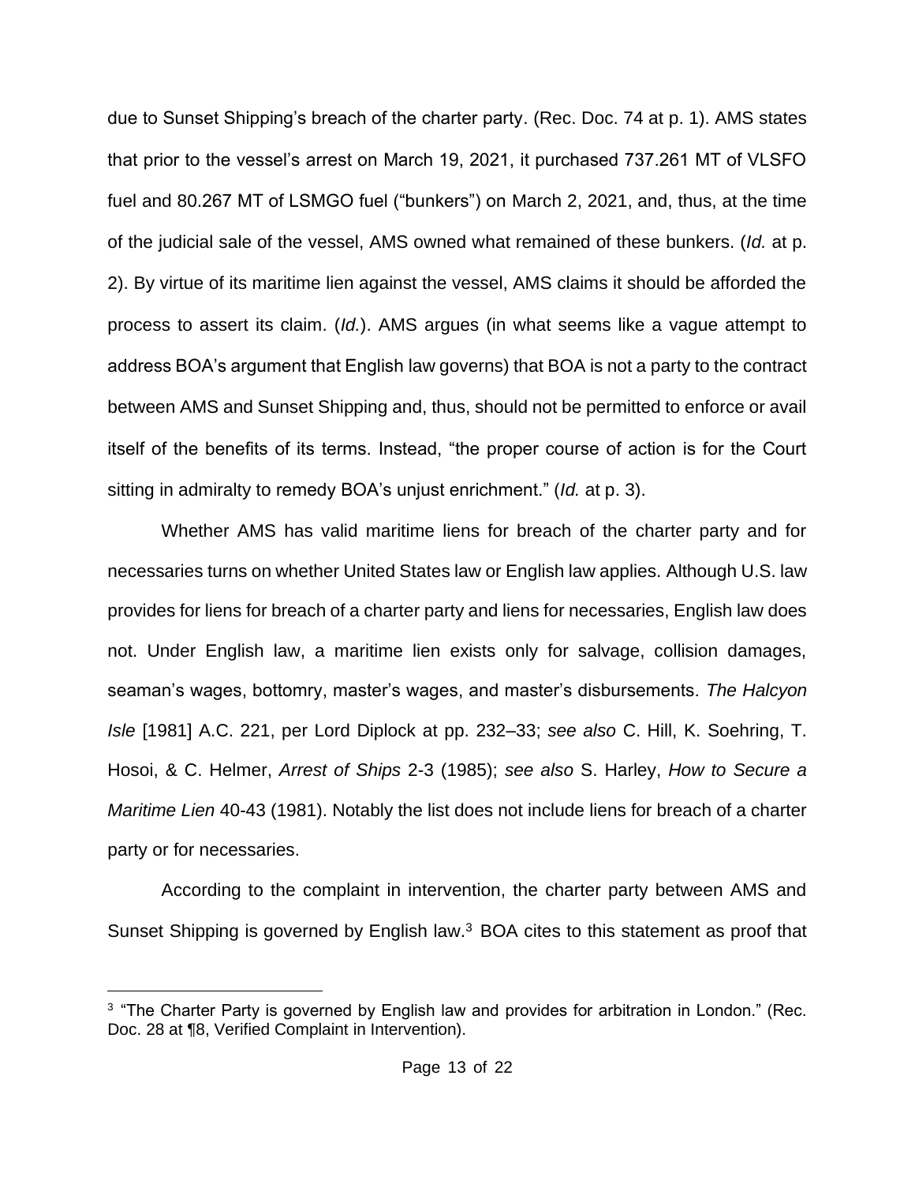due to Sunset Shipping's breach of the charter party. (Rec. Doc. 74 at p. 1). AMS states that prior to the vessel's arrest on March 19, 2021, it purchased 737.261 MT of VLSFO fuel and 80.267 MT of LSMGO fuel ("bunkers") on March 2, 2021, and, thus, at the time of the judicial sale of the vessel, AMS owned what remained of these bunkers. (*Id.* at p. 2). By virtue of its maritime lien against the vessel, AMS claims it should be afforded the process to assert its claim. (*Id.*). AMS argues (in what seems like a vague attempt to address BOA's argument that English law governs) that BOA is not a party to the contract between AMS and Sunset Shipping and, thus, should not be permitted to enforce or avail itself of the benefits of its terms. Instead, "the proper course of action is for the Court sitting in admiralty to remedy BOA's unjust enrichment." (*Id.* at p. 3).

Whether AMS has valid maritime liens for breach of the charter party and for necessaries turns on whether United States law or English law applies. Although U.S. law provides for liens for breach of a charter party and liens for necessaries, English law does not. Under English law, a maritime lien exists only for salvage, collision damages, seaman's wages, bottomry, master's wages, and master's disbursements. *The Halcyon Isle* [1981] A.C. 221, per Lord Diplock at pp. 232–33; *see also* C. Hill, K. Soehring, T. Hosoi, & C. Helmer, *Arrest of Ships* 2-3 (1985); *see also* S. Harley, *How to Secure a Maritime Lien* 40-43 (1981). Notably the list does not include liens for breach of a charter party or for necessaries.

According to the complaint in intervention, the charter party between AMS and Sunset Shipping is governed by English law.[3] BOA cites to this statement as proof that

[3] "The Charter Party is governed by English law and provides for arbitration in London." (Rec. Doc. 28 at ¶8, Verified Complaint in Intervention).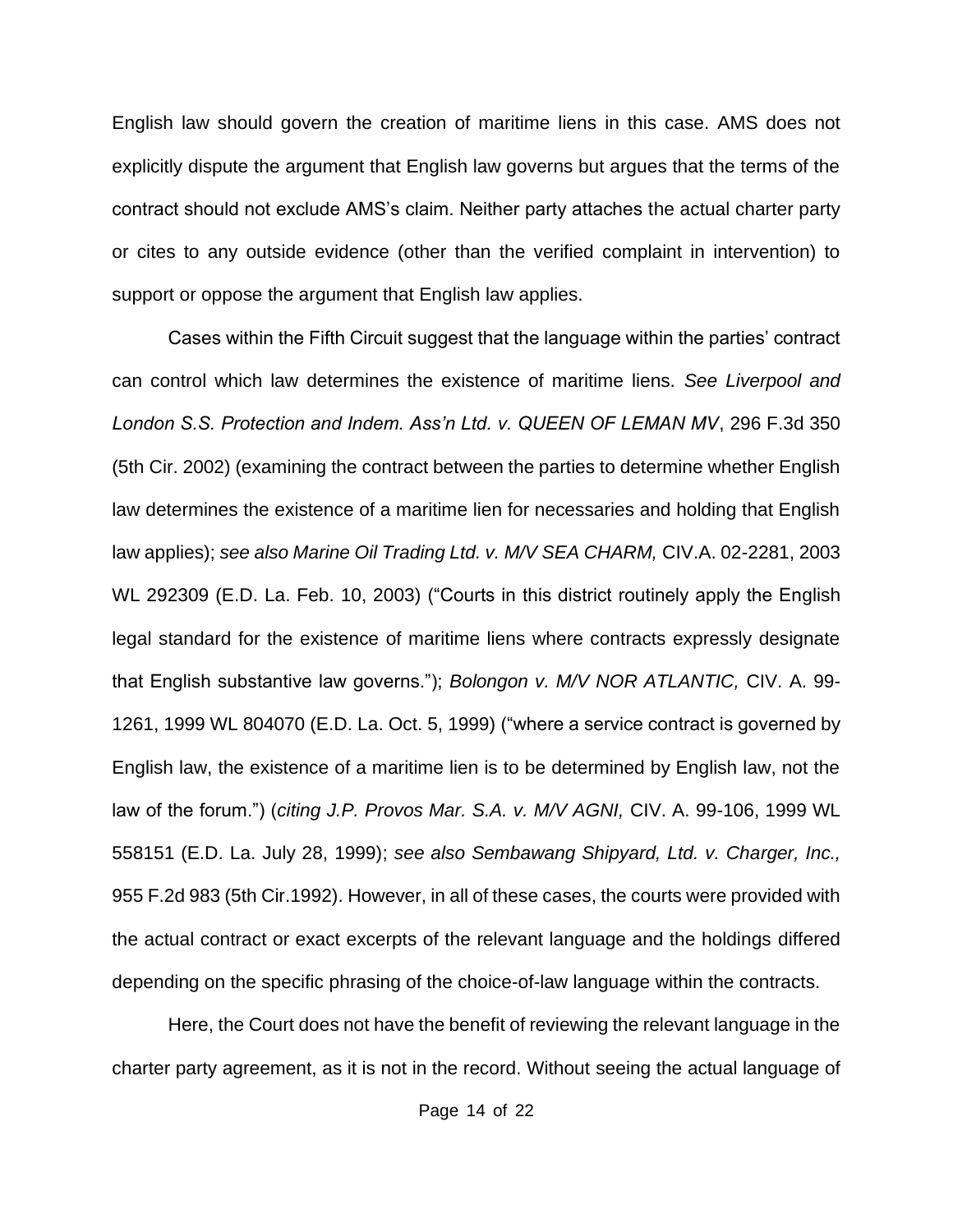English law should govern the creation of maritime liens in this case. AMS does not explicitly dispute the argument that English law governs but argues that the terms of the contract should not exclude AMS's claim. Neither party attaches the actual charter party or cites to any outside evidence (other than the verified complaint in intervention) to support or oppose the argument that English law applies.

Cases within the Fifth Circuit suggest that the language within the parties' contract can control which law determines the existence of maritime liens. *See Liverpool and London S.S. Protection and Indem. Ass'n Ltd. v. QUEEN OF LEMAN MV*, 296 F.3d 350 (5th Cir. 2002) (examining the contract between the parties to determine whether English law determines the existence of a maritime lien for necessaries and holding that English law applies); *see also Marine Oil Trading Ltd. v. M/V SEA CHARM,* CIV.A. 02-2281, 2003 WL 292309 (E.D. La. Feb. 10, 2003) ("Courts in this district routinely apply the English legal standard for the existence of maritime liens where contracts expressly designate that English substantive law governs."); *Bolongon v. M/V NOR ATLANTIC,* CIV. A. 99-1261, 1999 WL 804070 (E.D. La. Oct. 5, 1999) ("where a service contract is governed by English law, the existence of a maritime lien is to be determined by English law, not the law of the forum.") (*citing J.P. Provos Mar. S.A. v. M/V AGNI,* CIV. A. 99-106, 1999 WL 558151 (E.D. La. July 28, 1999); *see also Sembawang Shipyard, Ltd. v. Charger, Inc.,* 955 F.2d 983 (5th Cir.1992). However, in all of these cases, the courts were provided with the actual contract or exact excerpts of the relevant language and the holdings differed depending on the specific phrasing of the choice-of-law language within the contracts.

Here, the Court does not have the benefit of reviewing the relevant language in the charter party agreement, as it is not in the record. Without seeing the actual language of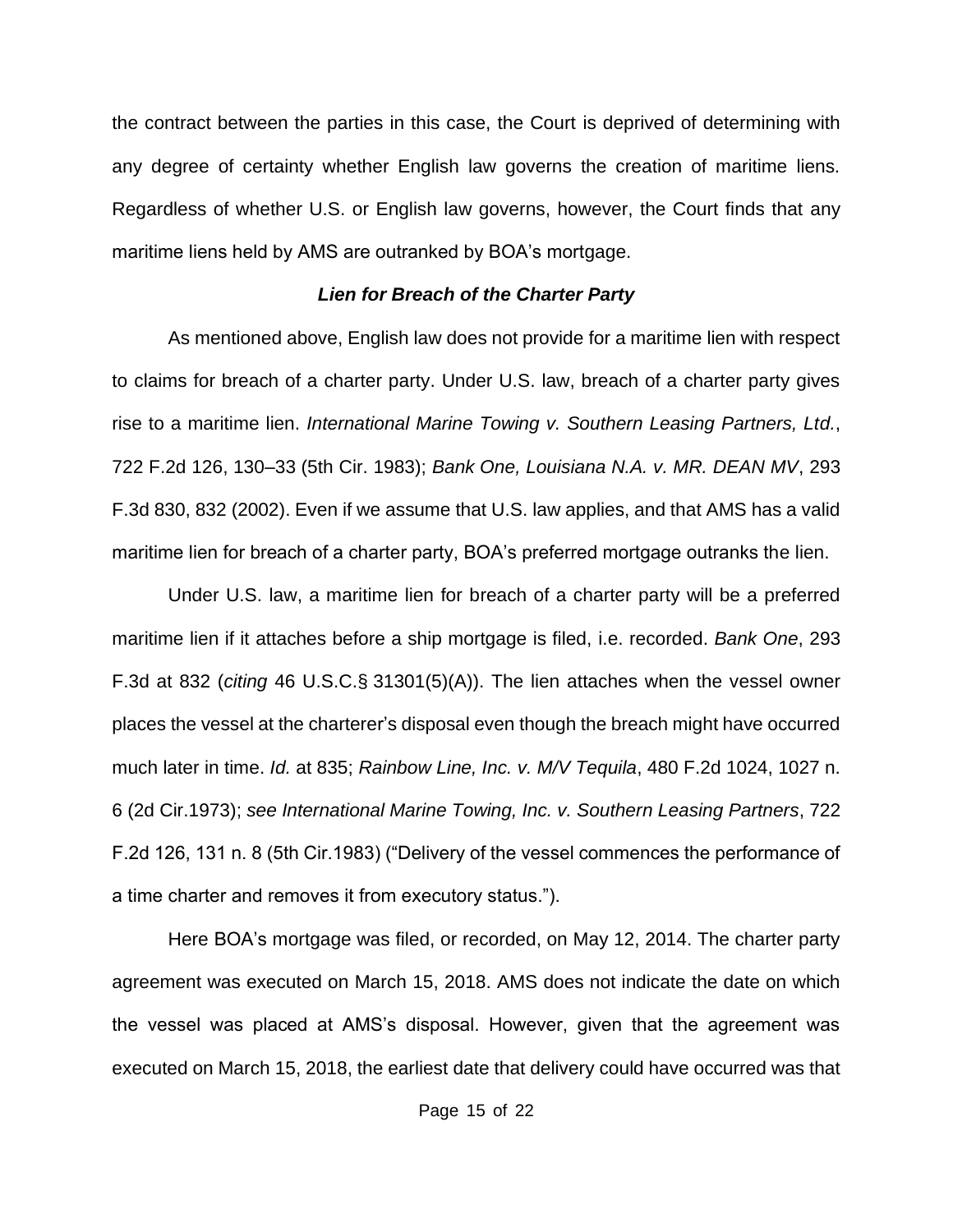the contract between the parties in this case, the Court is deprived of determining with any degree of certainty whether English law governs the creation of maritime liens. Regardless of whether U.S. or English law governs, however, the Court finds that any maritime liens held by AMS are outranked by BOA's mortgage.

### *Lien for Breach of the Charter Party*

As mentioned above, English law does not provide for a maritime lien with respect to claims for breach of a charter party. Under U.S. law, breach of a charter party gives rise to a maritime lien. *International Marine Towing v. Southern Leasing Partners, Ltd.*, 722 F.2d 126, 130–33 (5th Cir. 1983); *Bank One, Louisiana N.A. v. MR. DEAN MV*, 293 F.3d 830, 832 (2002). Even if we assume that U.S. law applies, and that AMS has a valid maritime lien for breach of a charter party, BOA's preferred mortgage outranks the lien.

Under U.S. law, a maritime lien for breach of a charter party will be a preferred maritime lien if it attaches before a ship mortgage is filed, i.e. recorded. *Bank One*, 293 F.3d at 832 (*citing* 46 U.S.C.§ 31301(5)(A)). The lien attaches when the vessel owner places the vessel at the charterer's disposal even though the breach might have occurred much later in time. *Id.* at 835; *Rainbow Line, Inc. v. M/V Tequila*, 480 F.2d 1024, 1027 n. 6 (2d Cir.1973); *see International Marine Towing, Inc. v. Southern Leasing Partners*, 722 F.2d 126, 131 n. 8 (5th Cir.1983) ("Delivery of the vessel commences the performance of a time charter and removes it from executory status.").

Here BOA's mortgage was filed, or recorded, on May 12, 2014. The charter party agreement was executed on March 15, 2018. AMS does not indicate the date on which the vessel was placed at AMS's disposal. However, given that the agreement was executed on March 15, 2018, the earliest date that delivery could have occurred was that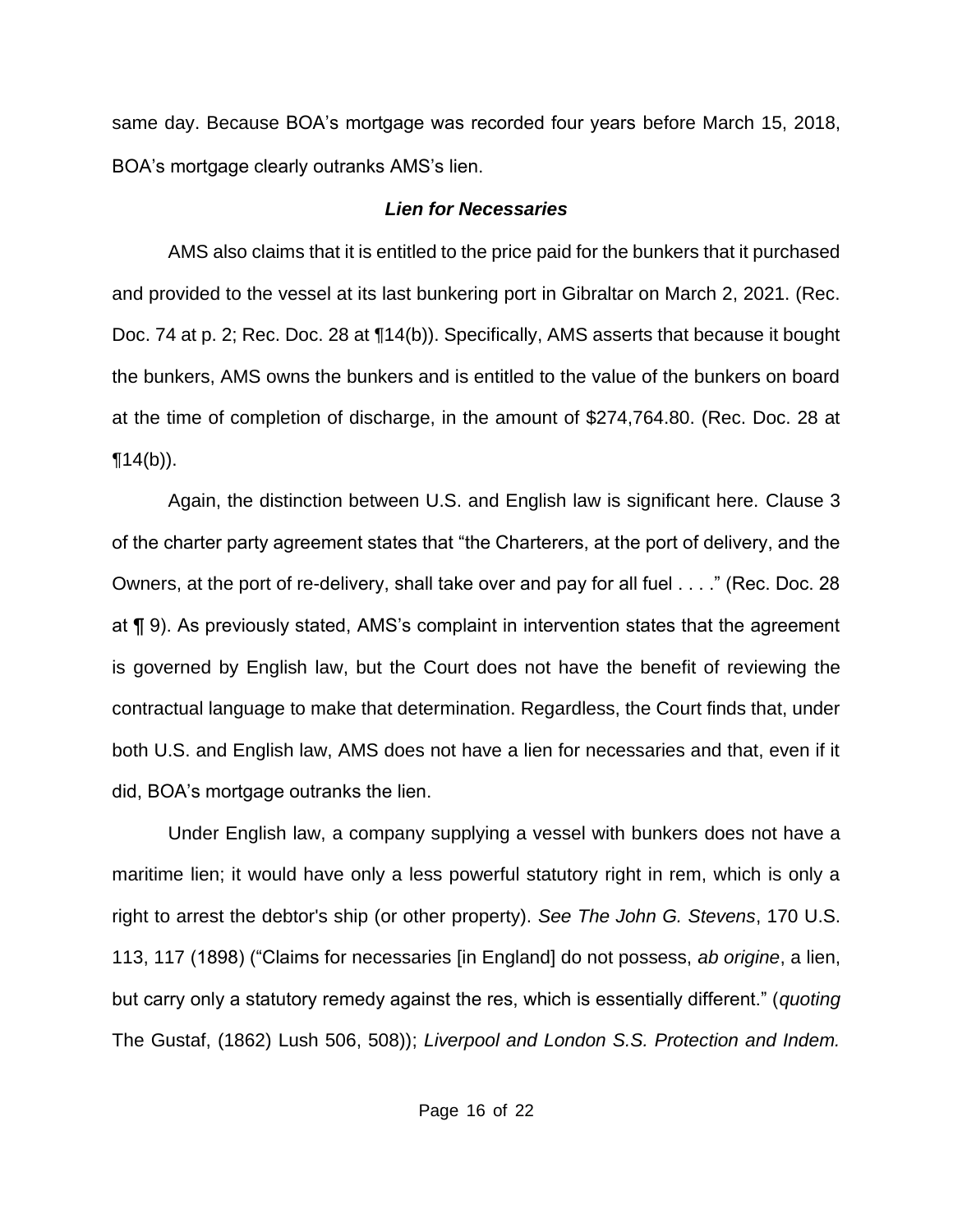same day. Because BOA's mortgage was recorded four years before March 15, 2018, BOA's mortgage clearly outranks AMS's lien.

### ***Lien for Necessaries***

AMS also claims that it is entitled to the price paid for the bunkers that it purchased and provided to the vessel at its last bunkering port in Gibraltar on March 2, 2021. (Rec. Doc. 74 at p. 2; Rec. Doc. 28 at ¶14(b)). Specifically, AMS asserts that because it bought the bunkers, AMS owns the bunkers and is entitled to the value of the bunkers on board at the time of completion of discharge, in the amount of $274,764.80. (Rec. Doc. 28 at ¶14(b)).

Again, the distinction between U.S. and English law is significant here. Clause 3 of the charter party agreement states that "the Charterers, at the port of delivery, and the Owners, at the port of re-delivery, shall take over and pay for all fuel . . . ." (Rec. Doc. 28 at ¶ 9). As previously stated, AMS's complaint in intervention states that the agreement is governed by English law, but the Court does not have the benefit of reviewing the contractual language to make that determination. Regardless, the Court finds that, under both U.S. and English law, AMS does not have a lien for necessaries and that, even if it did, BOA's mortgage outranks the lien.

Under English law, a company supplying a vessel with bunkers does not have a maritime lien; it would have only a less powerful statutory right in rem, which is only a right to arrest the debtor's ship (or other property). *See The John G. Stevens*, 170 U.S. 113, 117 (1898) ("Claims for necessaries [in England] do not possess, *ab origine*, a lien, but carry only a statutory remedy against the res, which is essentially different." (*quoting* The Gustaf, (1862) Lush 506, 508)); *Liverpool and London S.S. Protection and Indem.*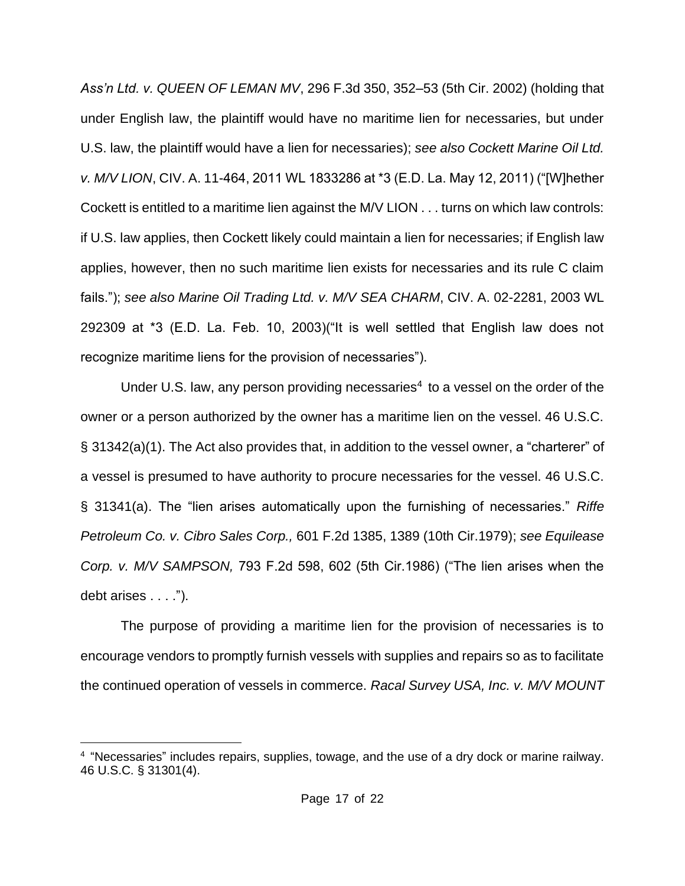*Ass'n Ltd. v. QUEEN OF LEMAN MV*, 296 F.3d 350, 352–53 (5th Cir. 2002) (holding that under English law, the plaintiff would have no maritime lien for necessaries, but under U.S. law, the plaintiff would have a lien for necessaries); *see also Cockett Marine Oil Ltd. v. M/V LION*, CIV. A. 11-464, 2011 WL 1833286 at *3 (E.D. La. May 12, 2011) ("[W]hether Cockett is entitled to a maritime lien against the M/V LION . . . turns on which law controls: if U.S. law applies, then Cockett likely could maintain a lien for necessaries; if English law applies, however, then no such maritime lien exists for necessaries and its rule C claim fails."); *see also Marine Oil Trading Ltd. v. M/V SEA CHARM*, CIV. A. 02-2281, 2003 WL 292309 at *3 (E.D. La. Feb. 10, 2003)("It is well settled that English law does not recognize maritime liens for the provision of necessaries").

Under U.S. law, any person providing necessaries[4] to a vessel on the order of the owner or a person authorized by the owner has a maritime lien on the vessel. 46 U.S.C. § 31342(a)(1). The Act also provides that, in addition to the vessel owner, a "charterer" of a vessel is presumed to have authority to procure necessaries for the vessel. 46 U.S.C. § 31341(a). The "lien arises automatically upon the furnishing of necessaries." *Riffe Petroleum Co. v. Cibro Sales Corp.,* 601 F.2d 1385, 1389 (10th Cir.1979); *see Equilease Corp. v. M/V SAMPSON,* 793 F.2d 598, 602 (5th Cir.1986) ("The lien arises when the debt arises . . . .").

The purpose of providing a maritime lien for the provision of necessaries is to encourage vendors to promptly furnish vessels with supplies and repairs so as to facilitate the continued operation of vessels in commerce. *Racal Survey USA, Inc. v. M/V MOUNT*

---

[4] "Necessaries" includes repairs, supplies, towage, and the use of a dry dock or marine railway. 46 U.S.C. § 31301(4).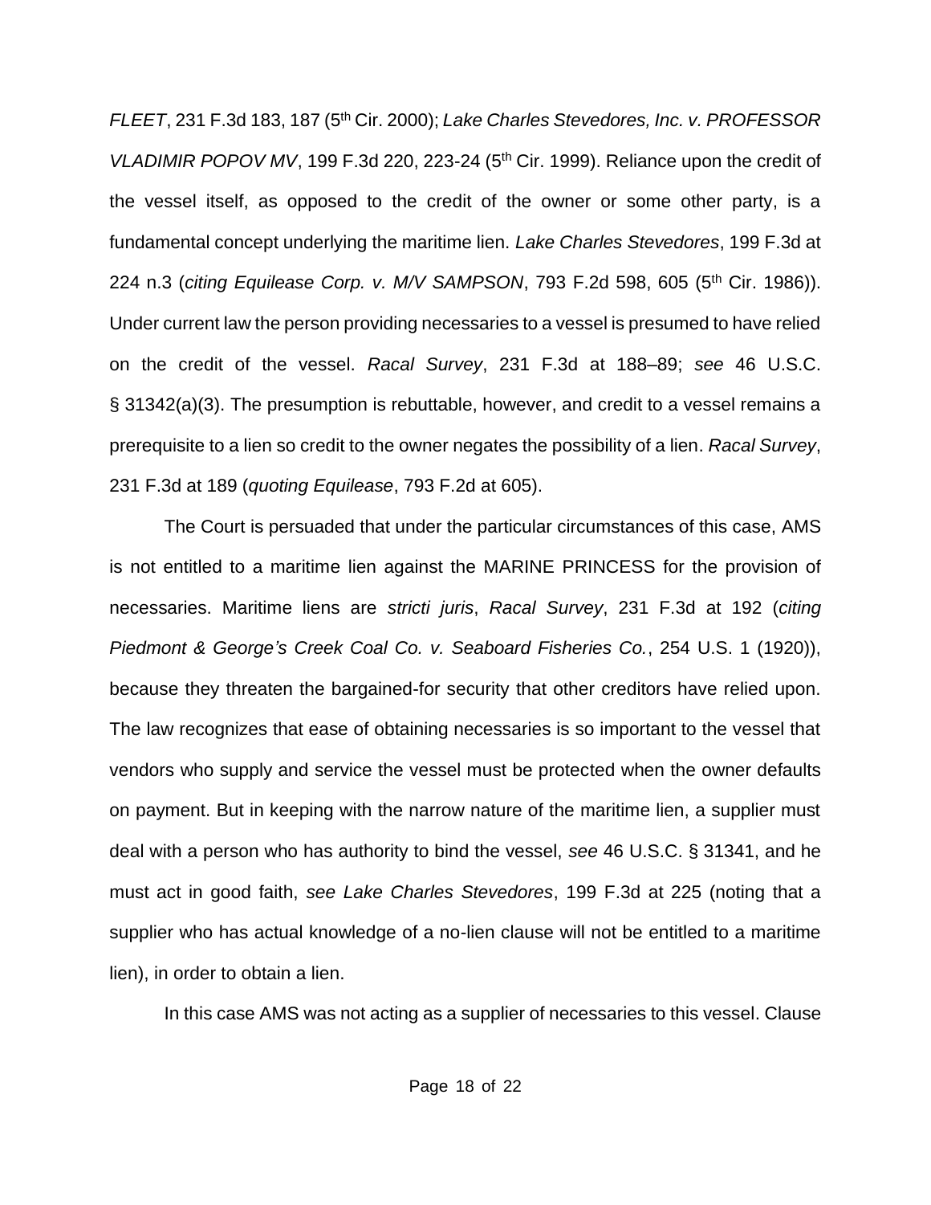*FLEET*, 231 F.3d 183, 187 (5th Cir. 2000); *Lake Charles Stevedores, Inc. v. PROFESSOR VLADIMIR POPOV MV*, 199 F.3d 220, 223-24 (5th Cir. 1999). Reliance upon the credit of the vessel itself, as opposed to the credit of the owner or some other party, is a fundamental concept underlying the maritime lien. *Lake Charles Stevedores*, 199 F.3d at 224 n.3 (*citing Equilease Corp. v. M/V SAMPSON*, 793 F.2d 598, 605 (5th Cir. 1986)). Under current law the person providing necessaries to a vessel is presumed to have relied on the credit of the vessel. *Racal Survey*, 231 F.3d at 188–89; *see* 46 U.S.C. § 31342(a)(3). The presumption is rebuttable, however, and credit to a vessel remains a prerequisite to a lien so credit to the owner negates the possibility of a lien. *Racal Survey*, 231 F.3d at 189 (*quoting Equilease*, 793 F.2d at 605).

The Court is persuaded that under the particular circumstances of this case, AMS is not entitled to a maritime lien against the MARINE PRINCESS for the provision of necessaries. Maritime liens are *stricti juris*, *Racal Survey*, 231 F.3d at 192 (*citing Piedmont & George's Creek Coal Co. v. Seaboard Fisheries Co.*, 254 U.S. 1 (1920)), because they threaten the bargained-for security that other creditors have relied upon. The law recognizes that ease of obtaining necessaries is so important to the vessel that vendors who supply and service the vessel must be protected when the owner defaults on payment. But in keeping with the narrow nature of the maritime lien, a supplier must deal with a person who has authority to bind the vessel, *see* 46 U.S.C. § 31341, and he must act in good faith, *see Lake Charles Stevedores*, 199 F.3d at 225 (noting that a supplier who has actual knowledge of a no-lien clause will not be entitled to a maritime lien), in order to obtain a lien.

In this case AMS was not acting as a supplier of necessaries to this vessel. Clause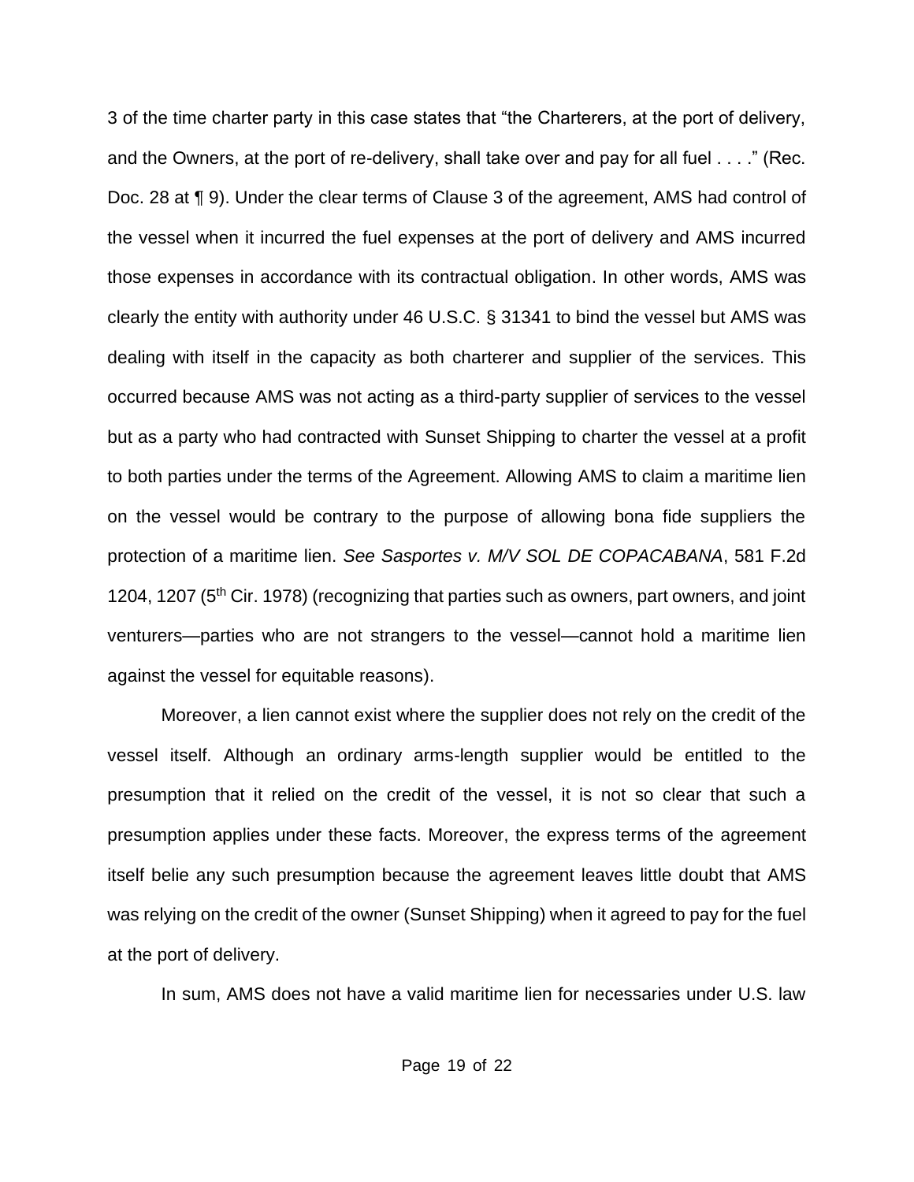3 of the time charter party in this case states that "the Charterers, at the port of delivery, and the Owners, at the port of re-delivery, shall take over and pay for all fuel . . . ." (Rec. Doc. 28 at ¶ 9). Under the clear terms of Clause 3 of the agreement, AMS had control of the vessel when it incurred the fuel expenses at the port of delivery and AMS incurred those expenses in accordance with its contractual obligation. In other words, AMS was clearly the entity with authority under 46 U.S.C. § 31341 to bind the vessel but AMS was dealing with itself in the capacity as both charterer and supplier of the services. This occurred because AMS was not acting as a third-party supplier of services to the vessel but as a party who had contracted with Sunset Shipping to charter the vessel at a profit to both parties under the terms of the Agreement. Allowing AMS to claim a maritime lien on the vessel would be contrary to the purpose of allowing bona fide suppliers the protection of a maritime lien. *See Sasportes v. M/V SOL DE COPACABANA*, 581 F.2d 1204, 1207 (5th Cir. 1978) (recognizing that parties such as owners, part owners, and joint venturers—parties who are not strangers to the vessel—cannot hold a maritime lien against the vessel for equitable reasons).

Moreover, a lien cannot exist where the supplier does not rely on the credit of the vessel itself. Although an ordinary arms-length supplier would be entitled to the presumption that it relied on the credit of the vessel, it is not so clear that such a presumption applies under these facts. Moreover, the express terms of the agreement itself belie any such presumption because the agreement leaves little doubt that AMS was relying on the credit of the owner (Sunset Shipping) when it agreed to pay for the fuel at the port of delivery.

In sum, AMS does not have a valid maritime lien for necessaries under U.S. law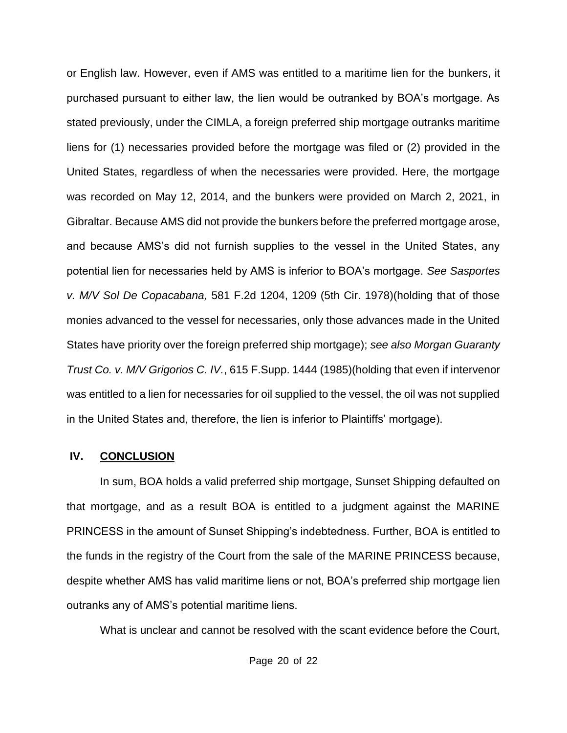or English law. However, even if AMS was entitled to a maritime lien for the bunkers, it purchased pursuant to either law, the lien would be outranked by BOA's mortgage. As stated previously, under the CIMLA, a foreign preferred ship mortgage outranks maritime liens for (1) necessaries provided before the mortgage was filed or (2) provided in the United States, regardless of when the necessaries were provided. Here, the mortgage was recorded on May 12, 2014, and the bunkers were provided on March 2, 2021, in Gibraltar. Because AMS did not provide the bunkers before the preferred mortgage arose, and because AMS's did not furnish supplies to the vessel in the United States, any potential lien for necessaries held by AMS is inferior to BOA's mortgage. *See Sasportes v. M/V Sol De Copacabana,* 581 F.2d 1204, 1209 (5th Cir. 1978)(holding that of those monies advanced to the vessel for necessaries, only those advances made in the United States have priority over the foreign preferred ship mortgage); *see also Morgan Guaranty Trust Co. v. M/V Grigorios C. IV.*, 615 F.Supp. 1444 (1985)(holding that even if intervenor was entitled to a lien for necessaries for oil supplied to the vessel, the oil was not supplied in the United States and, therefore, the lien is inferior to Plaintiffs' mortgage).

## IV. CONCLUSION

In sum, BOA holds a valid preferred ship mortgage, Sunset Shipping defaulted on that mortgage, and as a result BOA is entitled to a judgment against the MARINE PRINCESS in the amount of Sunset Shipping's indebtedness. Further, BOA is entitled to the funds in the registry of the Court from the sale of the MARINE PRINCESS because, despite whether AMS has valid maritime liens or not, BOA's preferred ship mortgage lien outranks any of AMS's potential maritime liens.

What is unclear and cannot be resolved with the scant evidence before the Court,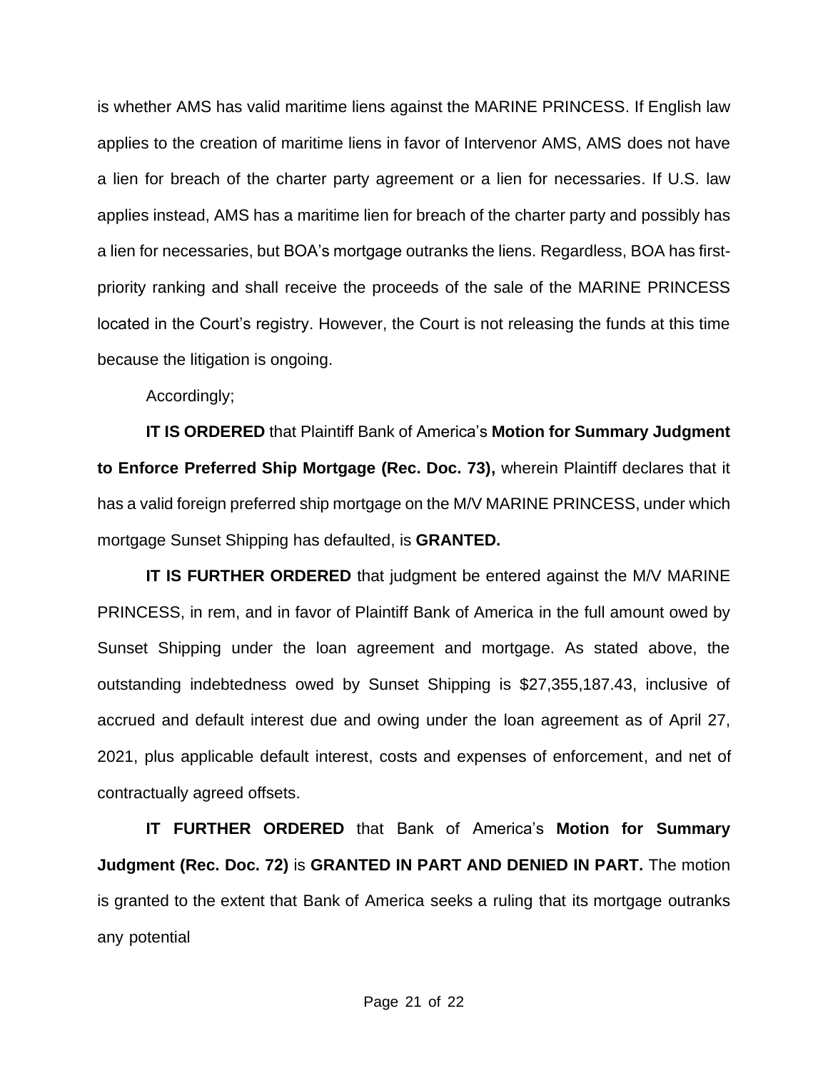is whether AMS has valid maritime liens against the MARINE PRINCESS. If English law applies to the creation of maritime liens in favor of Intervenor AMS, AMS does not have a lien for breach of the charter party agreement or a lien for necessaries. If U.S. law applies instead, AMS has a maritime lien for breach of the charter party and possibly has a lien for necessaries, but BOA's mortgage outranks the liens. Regardless, BOA has first-priority ranking and shall receive the proceeds of the sale of the MARINE PRINCESS located in the Court's registry. However, the Court is not releasing the funds at this time because the litigation is ongoing.

Accordingly;

**IT IS ORDERED** that Plaintiff Bank of America's **Motion for Summary Judgment to Enforce Preferred Ship Mortgage (Rec. Doc. 73),** wherein Plaintiff declares that it has a valid foreign preferred ship mortgage on the M/V MARINE PRINCESS, under which mortgage Sunset Shipping has defaulted, is **GRANTED.**

**IT IS FURTHER ORDERED** that judgment be entered against the M/V MARINE PRINCESS, in rem, and in favor of Plaintiff Bank of America in the full amount owed by Sunset Shipping under the loan agreement and mortgage. As stated above, the outstanding indebtedness owed by Sunset Shipping is $27,355,187.43, inclusive of accrued and default interest due and owing under the loan agreement as of April 27, 2021, plus applicable default interest, costs and expenses of enforcement, and net of contractually agreed offsets.

**IT FURTHER ORDERED** that Bank of America's **Motion for Summary Judgment (Rec. Doc. 72)** is **GRANTED IN PART AND DENIED IN PART.** The motion is granted to the extent that Bank of America seeks a ruling that its mortgage outranks any potential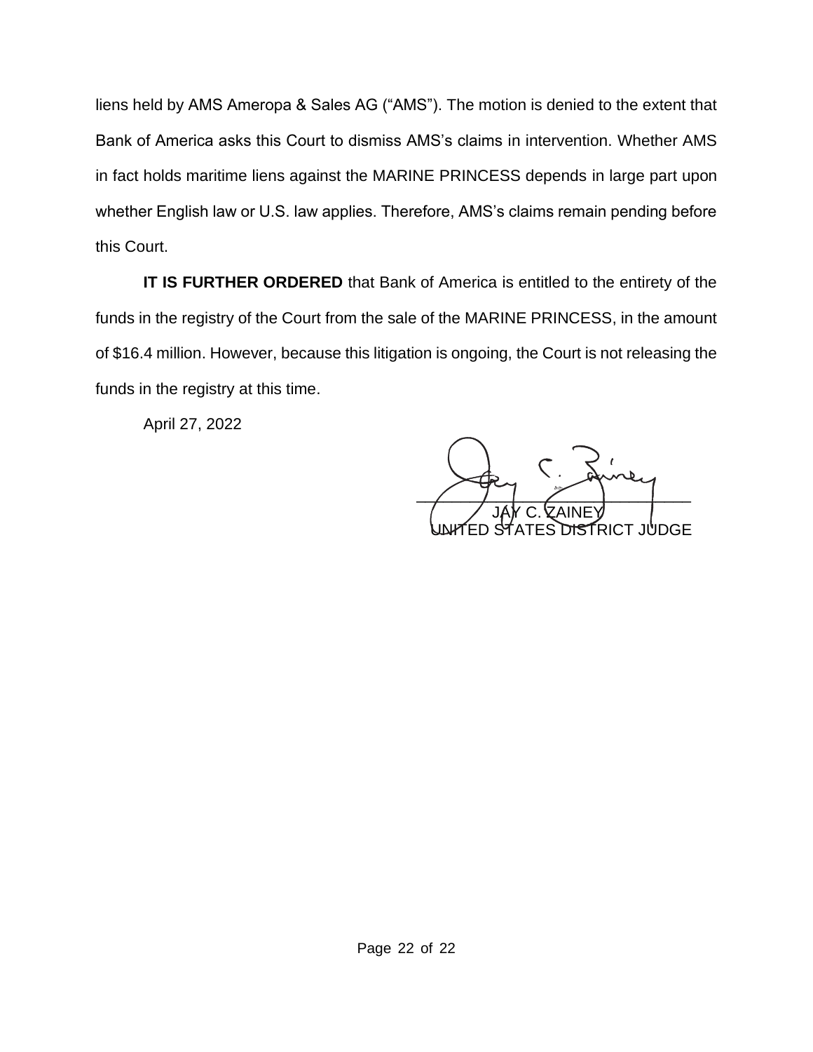liens held by AMS Ameropa & Sales AG ("AMS"). The motion is denied to the extent that Bank of America asks this Court to dismiss AMS's claims in intervention. Whether AMS in fact holds maritime liens against the MARINE PRINCESS depends in large part upon whether English law or U.S. law applies. Therefore, AMS's claims remain pending before this Court.

**IT IS FURTHER ORDERED** that Bank of America is entitled to the entirety of the funds in the registry of the Court from the sale of the MARINE PRINCESS, in the amount of $16.4 million. However, because this litigation is ongoing, the Court is not releasing the funds in the registry at this time.

April 27, 2022

JAY C. ZAINEY
UNITED STATES DISTRICT JUDGE